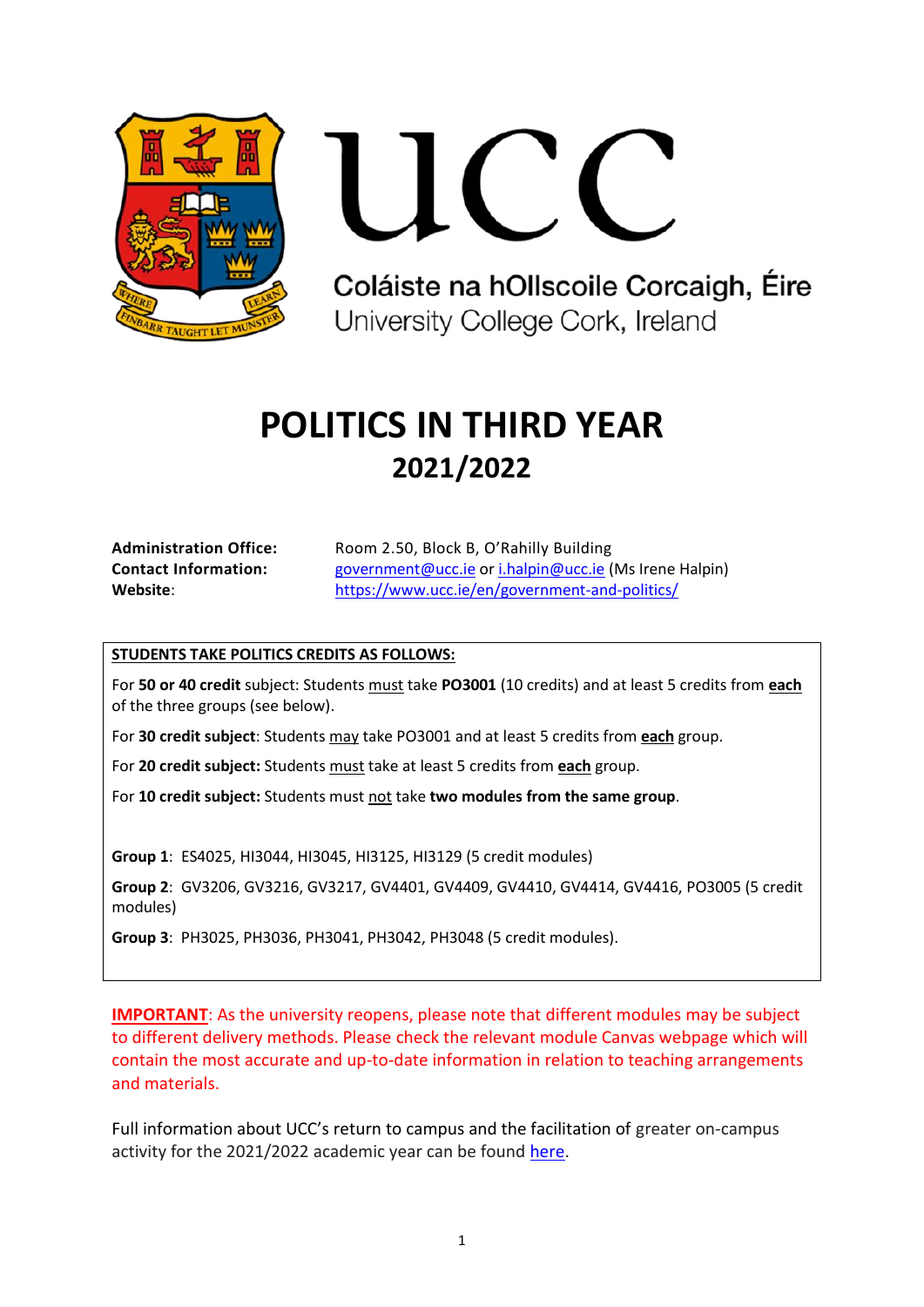UCC

Coláiste na hOllscoile Corcaigh, Éire
University College Cork, Ireland

# POLITICS IN THIRD YEAR
## 2021/2022

**Administration Office:** Room 2.50, Block B, O'Rahilly Building
**Contact Information:** government@ucc.ie or i.halpin@ucc.ie (Ms Irene Halpin)
**Website**: https://www.ucc.ie/en/government-and-politics/

**STUDENTS TAKE POLITICS CREDITS AS FOLLOWS:**

For **50 or 40 credit** subject: Students must take **PO3001** (10 credits) and at least 5 credits from **each** of the three groups (see below).

For **30 credit subject**: Students may take PO3001 and at least 5 credits from **each** group.

For **20 credit subject:** Students must take at least 5 credits from **each** group.

For **10 credit subject:** Students must not take **two modules from the same group**.

**Group 1**: ES4025, HI3044, HI3045, HI3125, HI3129 (5 credit modules)

**Group 2**: GV3206, GV3216, GV3217, GV4401, GV4409, GV4410, GV4414, GV4416, PO3005 (5 credit modules)

**Group 3**: PH3025, PH3036, PH3041, PH3042, PH3048 (5 credit modules).

**IMPORTANT**: As the university reopens, please note that different modules may be subject to different delivery methods. Please check the relevant module Canvas webpage which will contain the most accurate and up-to-date information in relation to teaching arrangements and materials.

Full information about UCC's return to campus and the facilitation of greater on-campus activity for the 2021/2022 academic year can be found here.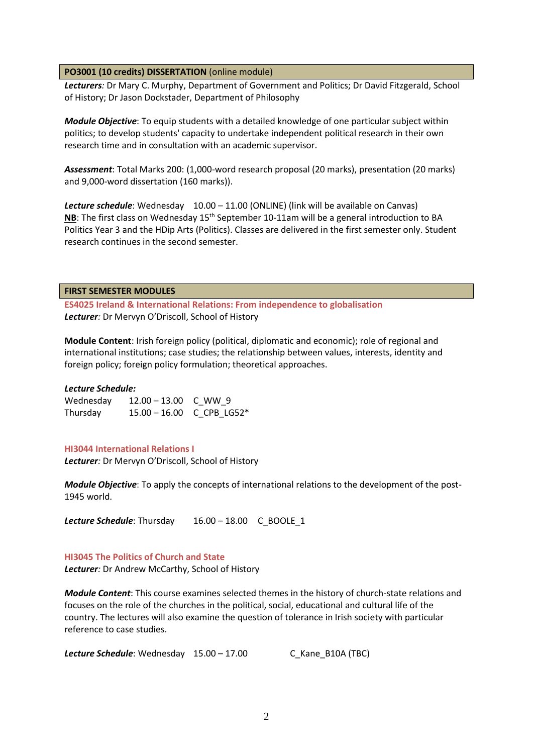**PO3001 (10 credits) DISSERTATION** (online module)

***Lecturers**:* Dr Mary C. Murphy, Department of Government and Politics; Dr David Fitzgerald, School of History; Dr Jason Dockstader, Department of Philosophy

***Module Objective***: To equip students with a detailed knowledge of one particular subject within politics; to develop students' capacity to undertake independent political research in their own research time and in consultation with an academic supervisor.

***Assessment***: Total Marks 200: (1,000-word research proposal (20 marks), presentation (20 marks) and 9,000-word dissertation (160 marks)).

***Lecture schedule***: Wednesday 10.00 – 11.00 (ONLINE) (link will be available on Canvas)
**NB**: The first class on Wednesday 15th September 10-11am will be a general introduction to BA Politics Year 3 and the HDip Arts (Politics). Classes are delivered in the first semester only. Student research continues in the second semester.

## FIRST SEMESTER MODULES

### ES4025 Ireland & International Relations: From independence to globalisation

***Lecturer**:* Dr Mervyn O'Driscoll, School of History

**Module Content**: Irish foreign policy (political, diplomatic and economic); role of regional and international institutions; case studies; the relationship between values, interests, identity and foreign policy; foreign policy formulation; theoretical approaches.

***Lecture Schedule:***

| | | |
|---|---|---|
| Wednesday | 12.00 – 13.00 | C_WW_9 |
| Thursday | 15.00 – 16.00 | C_CPB_LG52* |

### HI3044 International Relations I

***Lecturer**:* Dr Mervyn O'Driscoll, School of History

***Module Objective***: To apply the concepts of international relations to the development of the post-1945 world.

***Lecture Schedule***: Thursday 16.00 – 18.00 C_BOOLE_1

### HI3045 The Politics of Church and State

***Lecturer**:* Dr Andrew McCarthy, School of History

***Module Content***: This course examines selected themes in the history of church-state relations and focuses on the role of the churches in the political, social, educational and cultural life of the country. The lectures will also examine the question of tolerance in Irish society with particular reference to case studies.

***Lecture Schedule***: Wednesday 15.00 – 17.00 C_Kane_B10A (TBC)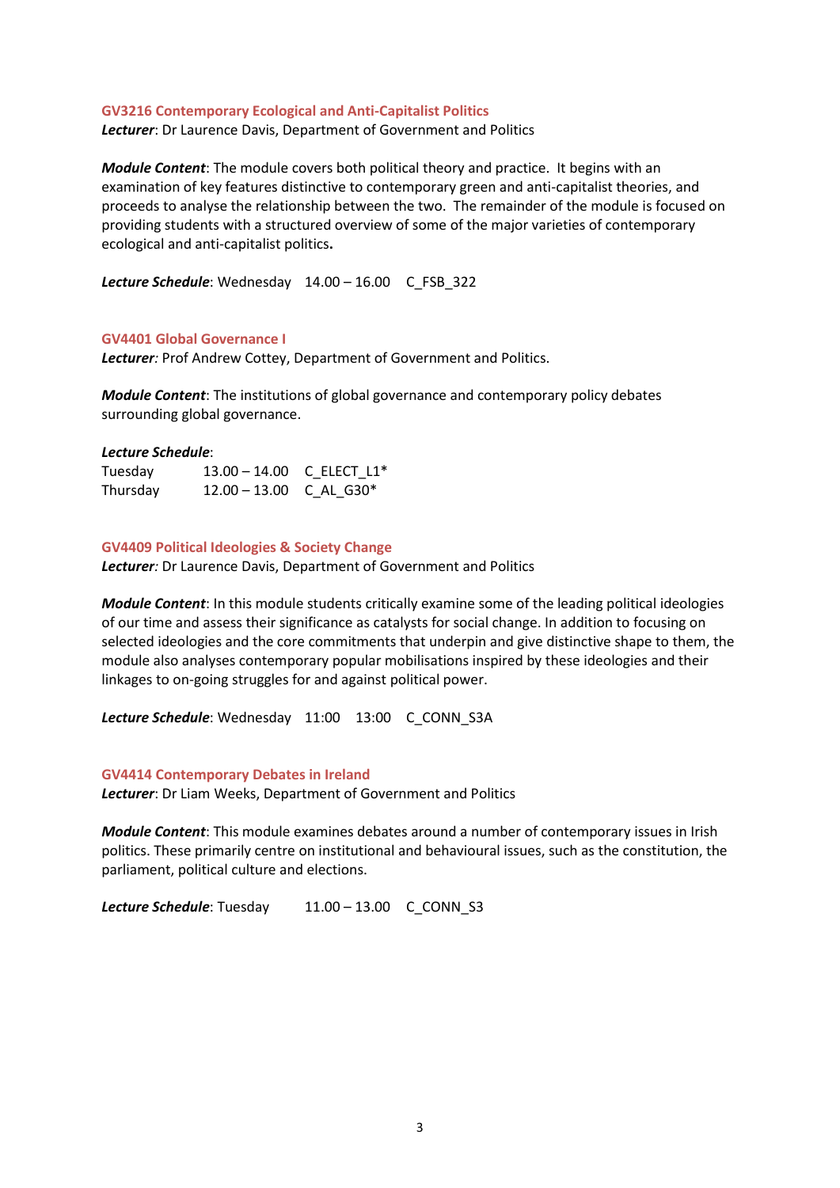### GV3216 Contemporary Ecological and Anti-Capitalist Politics

***Lecturer***: Dr Laurence Davis, Department of Government and Politics

***Module Content***: The module covers both political theory and practice. It begins with an examination of key features distinctive to contemporary green and anti-capitalist theories, and proceeds to analyse the relationship between the two. The remainder of the module is focused on providing students with a structured overview of some of the major varieties of contemporary ecological and anti-capitalist politics**.**

***Lecture Schedule***: Wednesday 14.00 – 16.00 C_FSB_322

### GV4401 Global Governance I

***Lecturer****:* Prof Andrew Cottey, Department of Government and Politics.

***Module Content***: The institutions of global governance and contemporary policy debates surrounding global governance.

***Lecture Schedule***:

| | | |
|---|---|---|
| Tuesday | 13.00 – 14.00 | C_ELECT_L1* |
| Thursday | 12.00 – 13.00 | C_AL_G30* |

### GV4409 Political Ideologies & Society Change

***Lecturer****:* Dr Laurence Davis, Department of Government and Politics

***Module Content***: In this module students critically examine some of the leading political ideologies of our time and assess their significance as catalysts for social change. In addition to focusing on selected ideologies and the core commitments that underpin and give distinctive shape to them, the module also analyses contemporary popular mobilisations inspired by these ideologies and their linkages to on-going struggles for and against political power.

***Lecture Schedule***: Wednesday 11:00 13:00 C_CONN_S3A

### GV4414 Contemporary Debates in Ireland

***Lecturer***: Dr Liam Weeks, Department of Government and Politics

***Module Content***: This module examines debates around a number of contemporary issues in Irish politics. These primarily centre on institutional and behavioural issues, such as the constitution, the parliament, political culture and elections.

***Lecture Schedule***: Tuesday 11.00 – 13.00 C_CONN_S3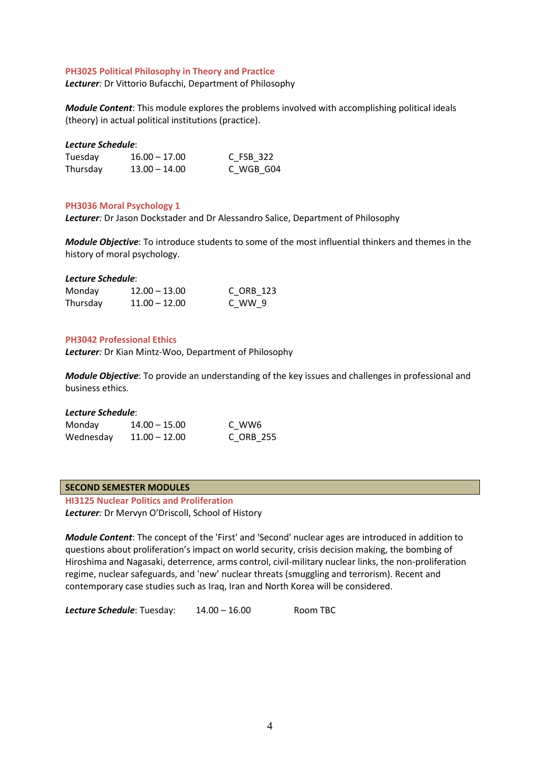### PH3025 Political Philosophy in Theory and Practice

***Lecturer:*** Dr Vittorio Bufacchi, Department of Philosophy

***Module Content***: This module explores the problems involved with accomplishing political ideals (theory) in actual political institutions (practice).

***Lecture Schedule***:

| | | |
|---|---|---|
| Tuesday | 16.00 – 17.00 | C_FSB_322 |
| Thursday | 13.00 – 14.00 | C_WGB_G04 |

### PH3036 Moral Psychology 1

***Lecturer:*** Dr Jason Dockstader and Dr Alessandro Salice, Department of Philosophy

***Module Objective***: To introduce students to some of the most influential thinkers and themes in the history of moral psychology.

***Lecture Schedule***:

| | | |
|---|---|---|
| Monday | 12.00 – 13.00 | C_ORB_123 |
| Thursday | 11.00 – 12.00 | C_WW_9 |

### PH3042 Professional Ethics

***Lecturer:*** Dr Kian Mintz-Woo, Department of Philosophy

***Module Objective***: To provide an understanding of the key issues and challenges in professional and business ethics.

***Lecture Schedule***:

| | | |
|---|---|---|
| Monday | 14.00 – 15.00 | C_WW6 |
| Wednesday | 11.00 – 12.00 | C_ORB_255 |

## SECOND SEMESTER MODULES

### HI3125 Nuclear Politics and Proliferation

***Lecturer:*** Dr Mervyn O'Driscoll, School of History

***Module Content***: The concept of the 'First' and 'Second' nuclear ages are introduced in addition to questions about proliferation's impact on world security, crisis decision making, the bombing of Hiroshima and Nagasaki, deterrence, arms control, civil-military nuclear links, the non-proliferation regime, nuclear safeguards, and 'new' nuclear threats (smuggling and terrorism). Recent and contemporary case studies such as Iraq, Iran and North Korea will be considered.

***Lecture Schedule***: Tuesday: 14.00 – 16.00 Room TBC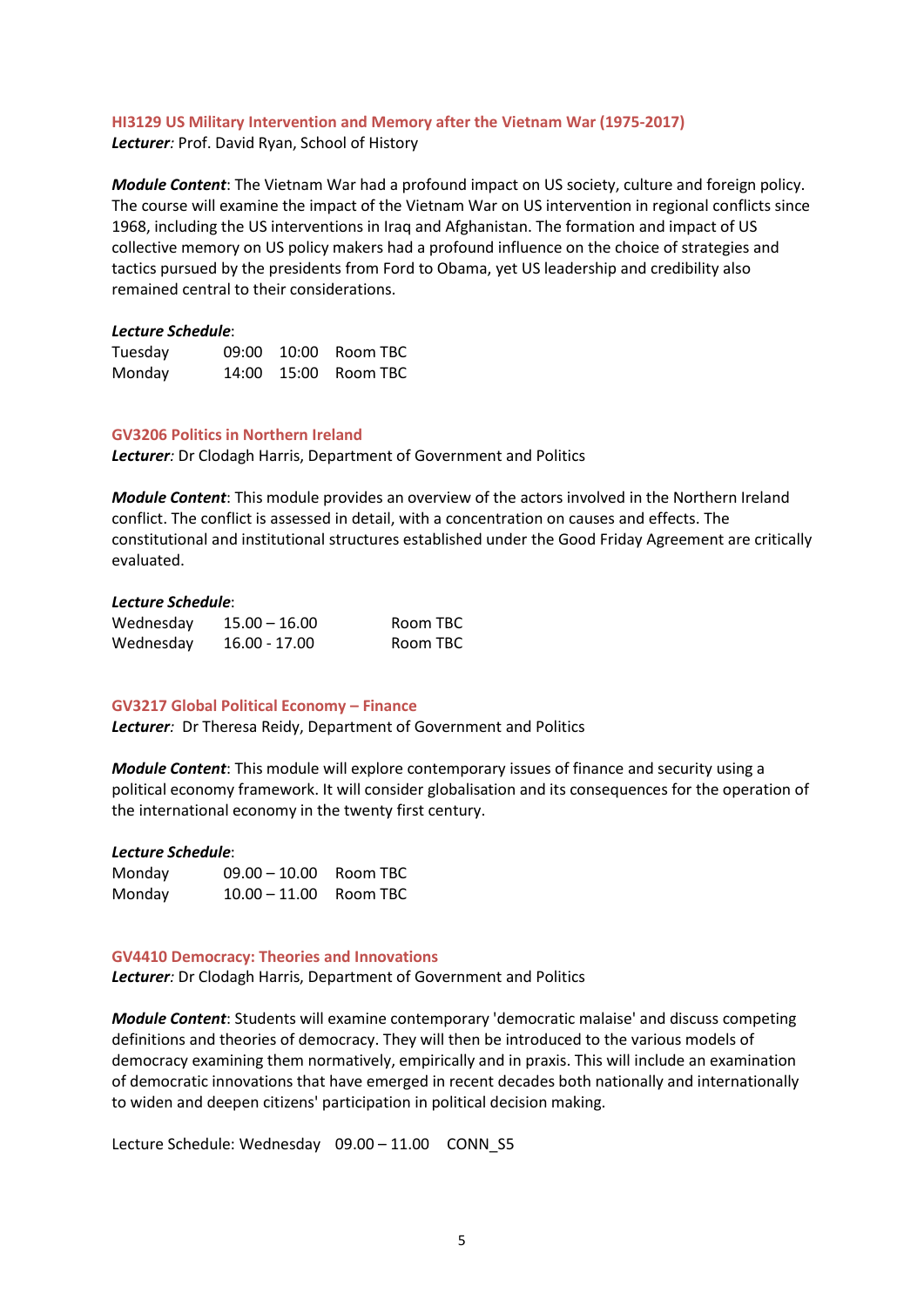### HI3129 US Military Intervention and Memory after the Vietnam War (1975-2017)

***Lecturer****:* Prof. David Ryan, School of History

***Module Content***: The Vietnam War had a profound impact on US society, culture and foreign policy. The course will examine the impact of the Vietnam War on US intervention in regional conflicts since 1968, including the US interventions in Iraq and Afghanistan. The formation and impact of US collective memory on US policy makers had a profound influence on the choice of strategies and tactics pursued by the presidents from Ford to Obama, yet US leadership and credibility also remained central to their considerations.

***Lecture Schedule***:

| | | | |
|---|---|---|---|
| Tuesday | 09:00 | 10:00 | Room TBC |
| Monday | 14:00 | 15:00 | Room TBC |

### GV3206 Politics in Northern Ireland

***Lecturer****:* Dr Clodagh Harris, Department of Government and Politics

***Module Content***: This module provides an overview of the actors involved in the Northern Ireland conflict. The conflict is assessed in detail, with a concentration on causes and effects. The constitutional and institutional structures established under the Good Friday Agreement are critically evaluated.

***Lecture Schedule***:

| | | |
|---|---|---|
| Wednesday | 15.00 – 16.00 | Room TBC |
| Wednesday | 16.00 - 17.00 | Room TBC |

### GV3217 Global Political Economy – Finance

***Lecturer****:* Dr Theresa Reidy, Department of Government and Politics

***Module Content***: This module will explore contemporary issues of finance and security using a political economy framework. It will consider globalisation and its consequences for the operation of the international economy in the twenty first century.

***Lecture Schedule***:

| | | |
|---|---|---|
| Monday | 09.00 – 10.00 | Room TBC |
| Monday | 10.00 – 11.00 | Room TBC |

### GV4410 Democracy: Theories and Innovations

***Lecturer****:* Dr Clodagh Harris, Department of Government and Politics

***Module Content***: Students will examine contemporary 'democratic malaise' and discuss competing definitions and theories of democracy. They will then be introduced to the various models of democracy examining them normatively, empirically and in praxis. This will include an examination of democratic innovations that have emerged in recent decades both nationally and internationally to widen and deepen citizens' participation in political decision making.

Lecture Schedule: Wednesday 09.00 – 11.00 CONN_S5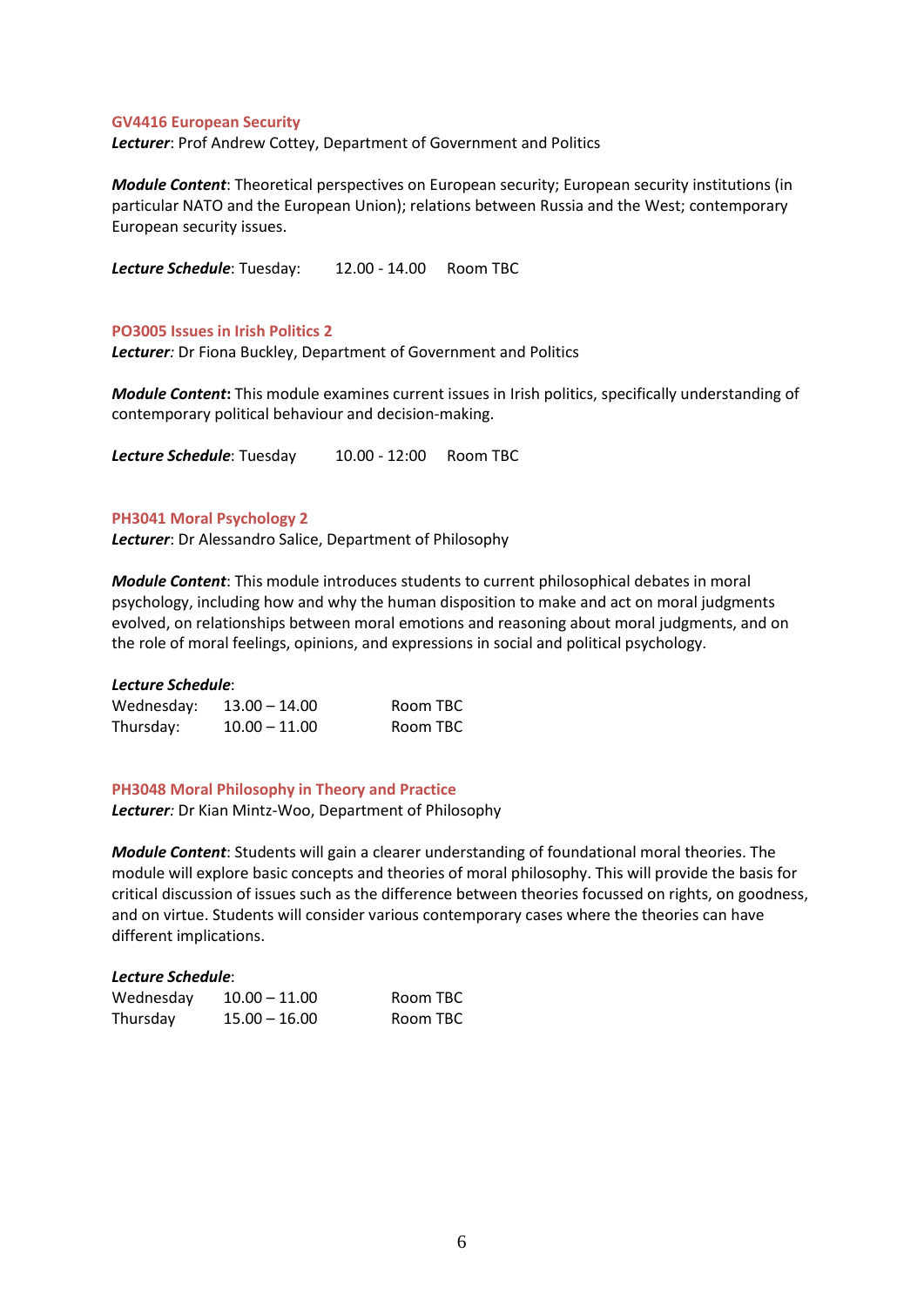### GV4416 European Security

***Lecturer***: Prof Andrew Cottey, Department of Government and Politics

***Module Content***: Theoretical perspectives on European security; European security institutions (in particular NATO and the European Union); relations between Russia and the West; contemporary European security issues.

***Lecture Schedule***: Tuesday: 12.00 - 14.00 Room TBC

### PO3005 Issues in Irish Politics 2

***Lecturer****:* Dr Fiona Buckley, Department of Government and Politics

***Module Content*****:** This module examines current issues in Irish politics, specifically understanding of contemporary political behaviour and decision-making.

***Lecture Schedule***: Tuesday 10.00 - 12:00 Room TBC

### PH3041 Moral Psychology 2

***Lecturer***: Dr Alessandro Salice, Department of Philosophy

***Module Content***: This module introduces students to current philosophical debates in moral psychology, including how and why the human disposition to make and act on moral judgments evolved, on relationships between moral emotions and reasoning about moral judgments, and on the role of moral feelings, opinions, and expressions in social and political psychology.

***Lecture Schedule***:

| | | |
|---|---|---|
| Wednesday: | 13.00 – 14.00 | Room TBC |
| Thursday: | 10.00 – 11.00 | Room TBC |

### PH3048 Moral Philosophy in Theory and Practice

***Lecturer****:* Dr Kian Mintz-Woo, Department of Philosophy

***Module Content***: Students will gain a clearer understanding of foundational moral theories. The module will explore basic concepts and theories of moral philosophy. This will provide the basis for critical discussion of issues such as the difference between theories focussed on rights, on goodness, and on virtue. Students will consider various contemporary cases where the theories can have different implications.

***Lecture Schedule***:

| | | |
|---|---|---|
| Wednesday | 10.00 – 11.00 | Room TBC |
| Thursday | 15.00 – 16.00 | Room TBC |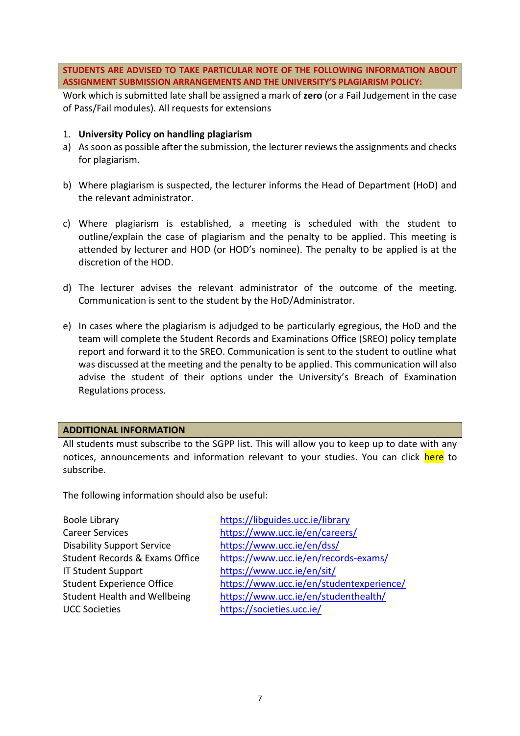**STUDENTS ARE ADVISED TO TAKE PARTICULAR NOTE OF THE FOLLOWING INFORMATION ABOUT ASSIGNMENT SUBMISSION ARRANGEMENTS AND THE UNIVERSITY'S PLAGIARISM POLICY:**

Work which is submitted late shall be assigned a mark of **zero** (or a Fail Judgement in the case of Pass/Fail modules). All requests for extensions

1. **University Policy on handling plagiarism**

a) As soon as possible after the submission, the lecturer reviews the assignments and checks for plagiarism.

b) Where plagiarism is suspected, the lecturer informs the Head of Department (HoD) and the relevant administrator.

c) Where plagiarism is established, a meeting is scheduled with the student to outline/explain the case of plagiarism and the penalty to be applied. This meeting is attended by lecturer and HOD (or HOD's nominee). The penalty to be applied is at the discretion of the HOD.

d) The lecturer advises the relevant administrator of the outcome of the meeting. Communication is sent to the student by the HoD/Administrator.

e) In cases where the plagiarism is adjudged to be particularly egregious, the HoD and the team will complete the Student Records and Examinations Office (SREO) policy template report and forward it to the SREO. Communication is sent to the student to outline what was discussed at the meeting and the penalty to be applied. This communication will also advise the student of their options under the University's Breach of Examination Regulations process.

## ADDITIONAL INFORMATION

All students must subscribe to the SGPP list. This will allow you to keep up to date with any notices, announcements and information relevant to your studies. You can click here to subscribe.

The following information should also be useful:

| | |
|---|---|
| Boole Library | https://libguides.ucc.ie/library |
| Career Services | https://www.ucc.ie/en/careers/ |
| Disability Support Service | https://www.ucc.ie/en/dss/ |
| Student Records & Exams Office | https://www.ucc.ie/en/records-exams/ |
| IT Student Support | https://www.ucc.ie/en/sit/ |
| Student Experience Office | https://www.ucc.ie/en/studentexperience/ |
| Student Health and Wellbeing | https://www.ucc.ie/en/studenthealth/ |
| UCC Societies | https://societies.ucc.ie/ |